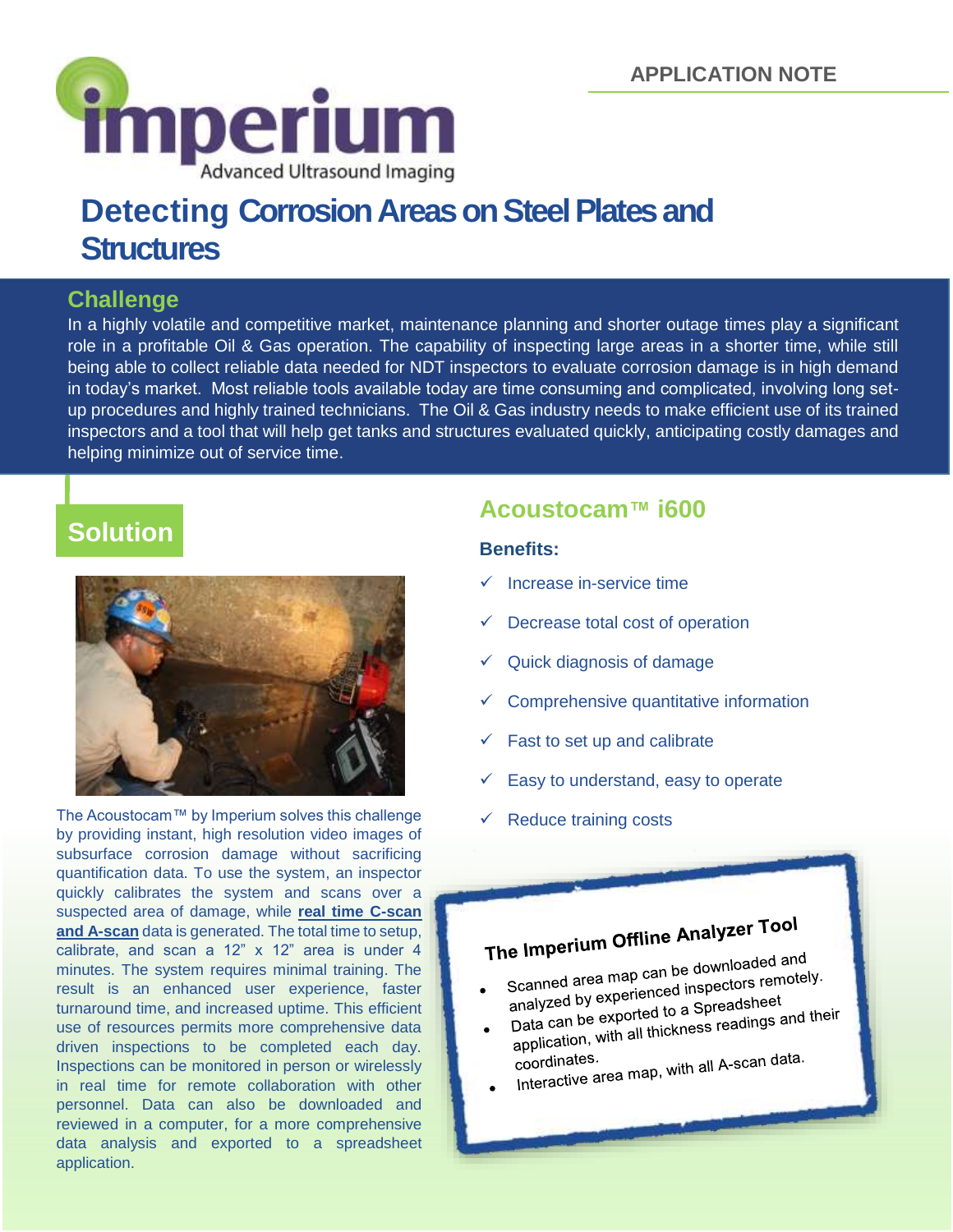APPLICATION NOTE

imperium
Advanced Ultrasound Imaging

# Detecting Corrosion Areas on Steel Plates and Structures

## Challenge

In a highly volatile and competitive market, maintenance planning and shorter outage times play a significant role in a profitable Oil & Gas operation. The capability of inspecting large areas in a shorter time, while still being able to collect reliable data needed for NDT inspectors to evaluate corrosion damage is in high demand in today's market. Most reliable tools available today are time consuming and complicated, involving long set-up procedures and highly trained technicians. The Oil & Gas industry needs to make efficient use of its trained inspectors and a tool that will help get tanks and structures evaluated quickly, anticipating costly damages and helping minimize out of service time.

## Solution

The Acoustocam™ by Imperium solves this challenge by providing instant, high resolution video images of subsurface corrosion damage without sacrificing quantification data. To use the system, an inspector quickly calibrates the system and scans over a suspected area of damage, while **real time C-scan and A-scan** data is generated. The total time to setup, calibrate, and scan a 12" x 12" area is under 4 minutes. The system requires minimal training. The result is an enhanced user experience, faster turnaround time, and increased uptime. This efficient use of resources permits more comprehensive data driven inspections to be completed each day. Inspections can be monitored in person or wirelessly in real time for remote collaboration with other personnel. Data can also be downloaded and reviewed in a computer, for a more comprehensive data analysis and exported to a spreadsheet application.

## Acoustocam™ i600

**Benefits:**

- ✓ Increase in-service time
- ✓ Decrease total cost of operation
- ✓ Quick diagnosis of damage
- ✓ Comprehensive quantitative information
- ✓ Fast to set up and calibrate
- ✓ Easy to understand, easy to operate
- ✓ Reduce training costs

### The Imperium Offline Analyzer Tool

- Scanned area map can be downloaded and analyzed by experienced inspectors remotely.
- Data can be exported to a Spreadsheet application, with all thickness readings and their coordinates.
- Interactive area map, with all A-scan data.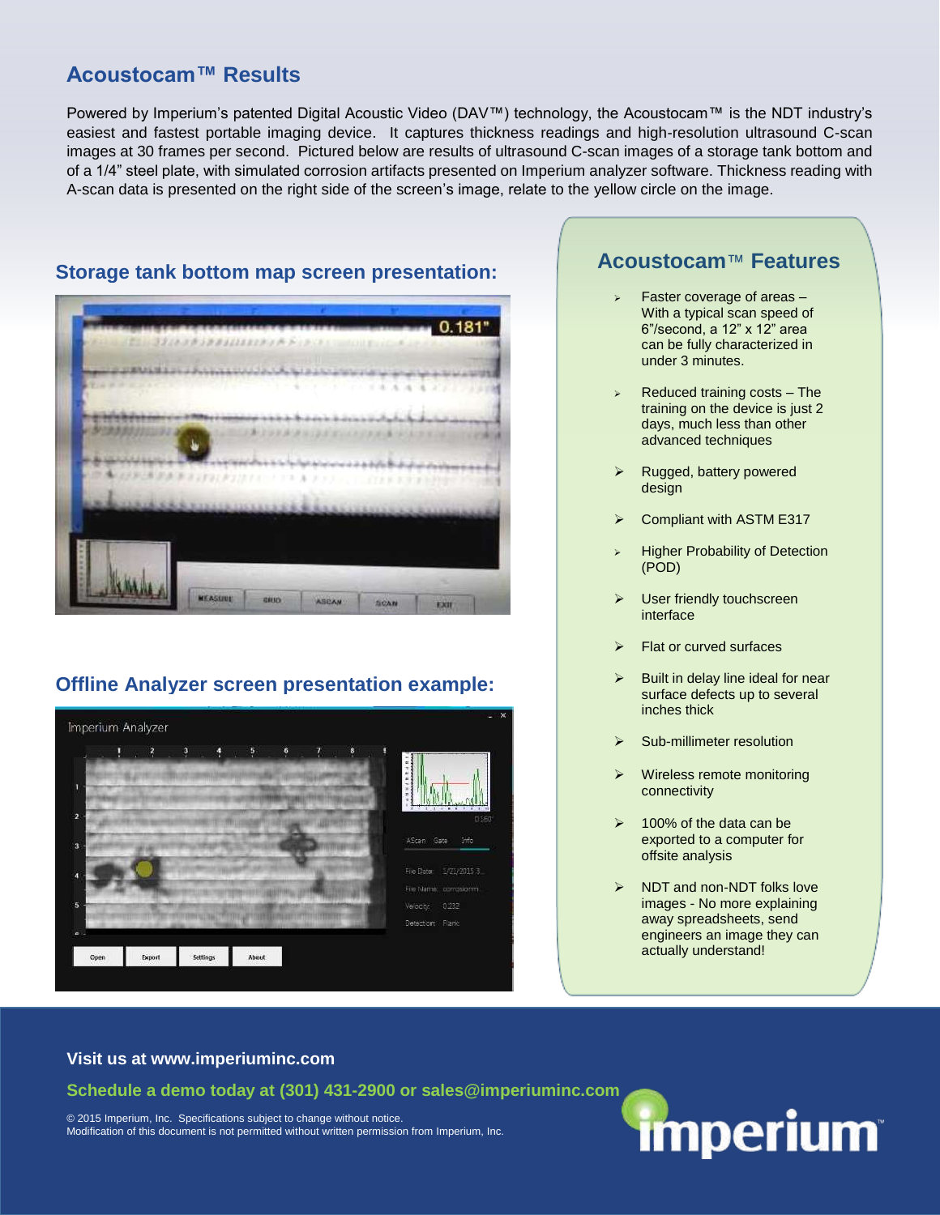## Acoustocam™ Results

Powered by Imperium's patented Digital Acoustic Video (DAV™) technology, the Acoustocam™ is the NDT industry's easiest and fastest portable imaging device. It captures thickness readings and high-resolution ultrasound C-scan images at 30 frames per second. Pictured below are results of ultrasound C-scan images of a storage tank bottom and of a 1/4" steel plate, with simulated corrosion artifacts presented on Imperium analyzer software. Thickness reading with A-scan data is presented on the right side of the screen's image, relate to the yellow circle on the image.

### Storage tank bottom map screen presentation:

0.181"

MEASURE GRID ASCAN SCAN EXIT

### Offline Analyzer screen presentation example:

Imperium Analyzer

AScan Gate Info

File Date: 1/21/2015 3...

File Name: corrosion...

Velocity: 0.232

Detection: Flank

Open Export Settings About

### Acoustocam™ Features

- Faster coverage of areas – With a typical scan speed of 6"/second, a 12" x 12" area can be fully characterized in under 3 minutes.
- Reduced training costs – The training on the device is just 2 days, much less than other advanced techniques
- Rugged, battery powered design
- Compliant with ASTM E317
- Higher Probability of Detection (POD)
- User friendly touchscreen interface
- Flat or curved surfaces
- Built in delay line ideal for near surface defects up to several inches thick
- Sub-millimeter resolution
- Wireless remote monitoring connectivity
- 100% of the data can be exported to a computer for offsite analysis
- NDT and non-NDT folks love images - No more explaining away spreadsheets, send engineers an image they can actually understand!

**Visit us at www.imperiuminc.com**

**Schedule a demo today at (301) 431-2900 or sales@imperiuminc.com**

© 2015 Imperium, Inc. Specifications subject to change without notice.
Modification of this document is not permitted without written permission from Imperium, Inc.

imperium™